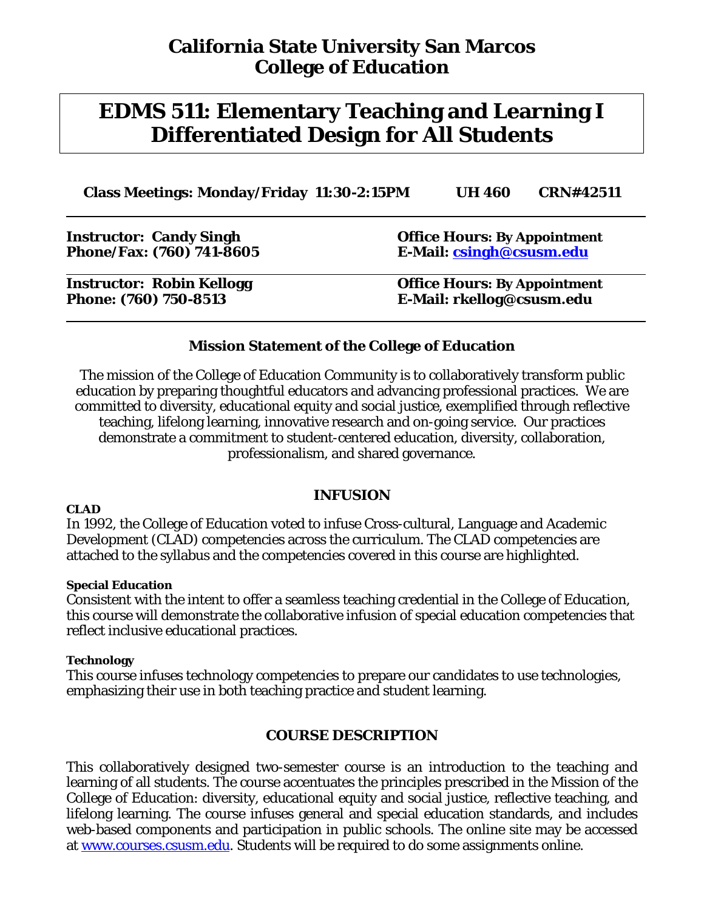# California State University San Marcos
# College of Education

## EDMS 511: Elementary Teaching and Learning I
## Differentiated Design for All Students

**Class Meetings: Monday/Friday 11:30-2:15PM UH 460 CRN#42511**

| | |
|---|---|
| **Instructor: Candy Singh** | **Office Hours: By Appointment** |
| **Phone/Fax: (760) 741-8605** | **E-Mail: csingh@csusm.edu** |
| **Instructor: Robin Kellogg** | **Office Hours: By Appointment** |
| **Phone: (760) 750-8513** | **E-Mail: rkellog@csusm.edu** |

### Mission Statement of the College of Education

The mission of the College of Education Community is to collaboratively transform public education by preparing thoughtful educators and advancing professional practices. We are committed to diversity, educational equity and social justice, exemplified through reflective teaching, lifelong learning, innovative research and on-going service. Our practices demonstrate a commitment to student-centered education, diversity, collaboration, professionalism, and shared governance.

### INFUSION

**CLAD**
In 1992, the College of Education voted to infuse Cross-cultural, Language and Academic Development (CLAD) competencies across the curriculum. The CLAD competencies are attached to the syllabus and the competencies covered in this course are highlighted.

**Special Education**
Consistent with the intent to offer a seamless teaching credential in the College of Education, this course will demonstrate the collaborative infusion of special education competencies that reflect inclusive educational practices.

**Technology**
This course infuses technology competencies to prepare our candidates to use technologies, emphasizing their use in both teaching practice and student learning.

### COURSE DESCRIPTION

This collaboratively designed two-semester course is an introduction to the teaching and learning of all students. The course accentuates the principles prescribed in the Mission of the College of Education: diversity, educational equity and social justice, reflective teaching, and lifelong learning. The course infuses general and special education standards, and includes web-based components and participation in public schools. The online site may be accessed at www.courses.csusm.edu. Students will be required to do some assignments online.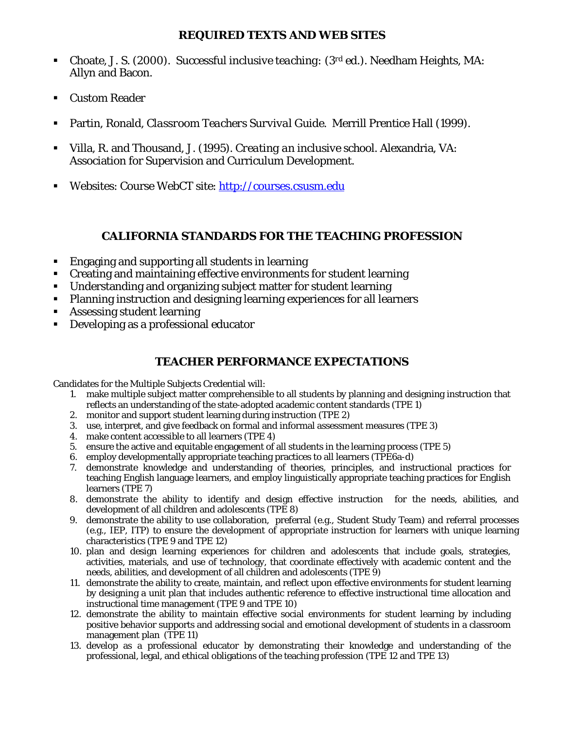## REQUIRED TEXTS AND WEB SITES

- Choate, J. S. (2000). *Successful inclusive teaching:* (3rd ed.). Needham Heights, MA: Allyn and Bacon.
- Custom Reader
- Partin, Ronald, *Classroom Teachers Survival Guide.* Merrill Prentice Hall (1999).
- Villa, R. and Thousand, J. (1995). *Creating an inclusive school.* Alexandria, VA: Association for Supervision and Curriculum Development.
- Websites: Course WebCT site: http://courses.csusm.edu

## CALIFORNIA STANDARDS FOR THE TEACHING PROFESSION

- Engaging and supporting all students in learning
- Creating and maintaining effective environments for student learning
- Understanding and organizing subject matter for student learning
- Planning instruction and designing learning experiences for all learners
- Assessing student learning
- Developing as a professional educator

## TEACHER PERFORMANCE EXPECTATIONS

Candidates for the Multiple Subjects Credential will:

1. make multiple subject matter comprehensible to all students by planning and designing instruction that reflects an understanding of the state-adopted academic content standards (TPE 1)
2. monitor and support student learning during instruction (TPE 2)
3. use, interpret, and give feedback on formal and informal assessment measures (TPE 3)
4. make content accessible to all learners (TPE 4)
5. ensure the active and equitable engagement of all students in the learning process (TPE 5)
6. employ developmentally appropriate teaching practices to all learners (TPE6a-d)
7. demonstrate knowledge and understanding of theories, principles, and instructional practices for teaching English language learners, and employ linguistically appropriate teaching practices for English learners (TPE 7)
8. demonstrate the ability to identify and design effective instruction for the needs, abilities, and development of all children and adolescents (TPE 8)
9. demonstrate the ability to use collaboration, preferral (e.g., Student Study Team) and referral processes (e.g., IEP, ITP) to ensure the development of appropriate instruction for learners with unique learning characteristics (TPE 9 and TPE 12)
10. plan and design learning experiences for children and adolescents that include goals, strategies, activities, materials, and use of technology, that coordinate effectively with academic content and the needs, abilities, and development of all children and adolescents (TPE 9)
11. demonstrate the ability to create, maintain, and reflect upon effective environments for student learning by designing a unit plan that includes authentic reference to effective instructional time allocation and instructional time management (TPE 9 and TPE 10)
12. demonstrate the ability to maintain effective social environments for student learning by including positive behavior supports and addressing social and emotional development of students in a classroom management plan (TPE 11)
13. develop as a professional educator by demonstrating their knowledge and understanding of the professional, legal, and ethical obligations of the teaching profession (TPE 12 and TPE 13)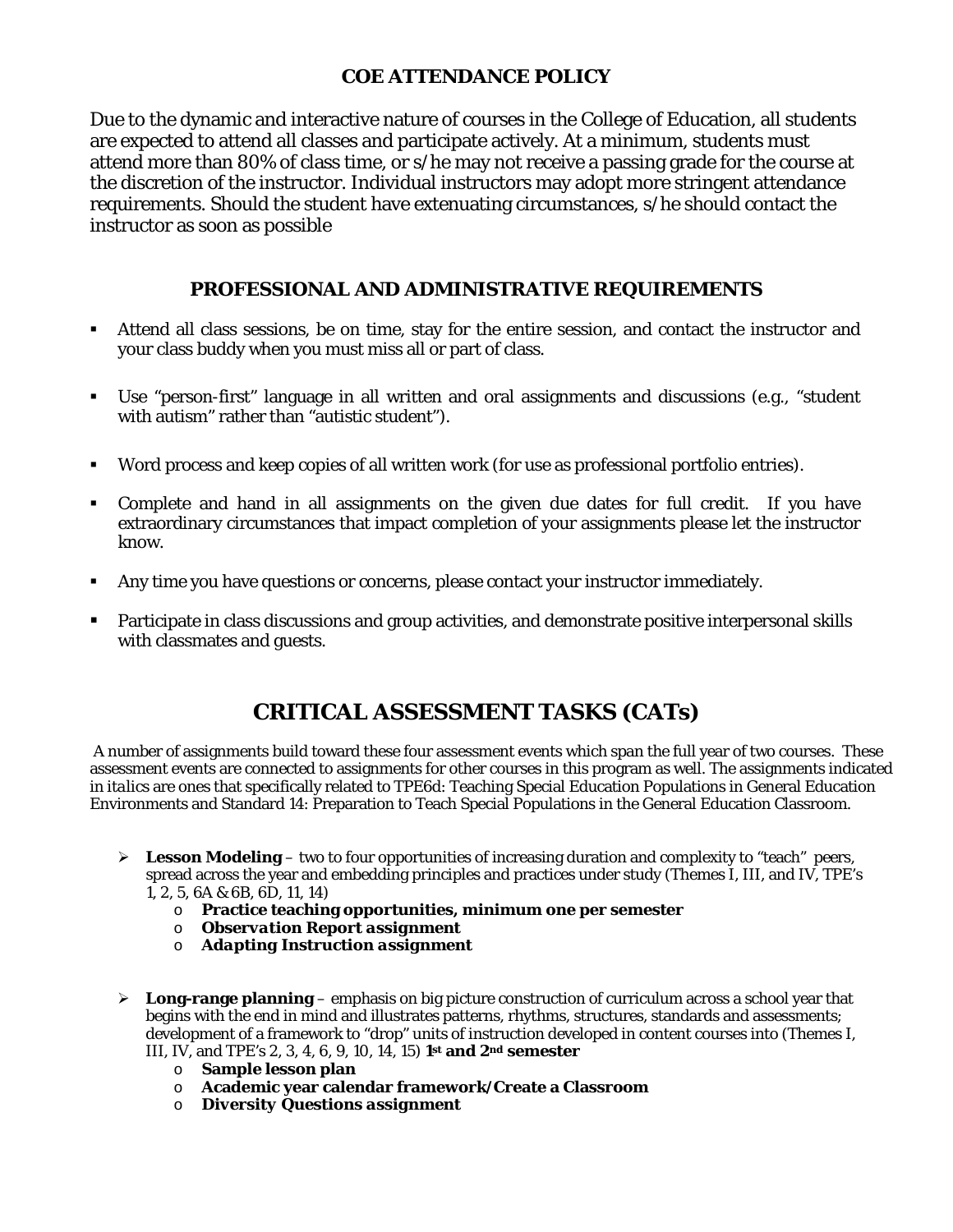## COE ATTENDANCE POLICY

Due to the dynamic and interactive nature of courses in the College of Education, all students are expected to attend all classes and participate actively. At a minimum, students must attend more than 80% of class time, or s/he may not receive a passing grade for the course at the discretion of the instructor. Individual instructors may adopt more stringent attendance requirements. Should the student have extenuating circumstances, s/he should contact the instructor as soon as possible

## PROFESSIONAL AND ADMINISTRATIVE REQUIREMENTS

- Attend all class sessions, be on time, stay for the entire session, and contact the instructor and your class buddy when you must miss all or part of class.
- Use "person-first" language in all written and oral assignments and discussions (e.g., "student with autism" rather than "autistic student").
- Word process and keep copies of all written work (for use as professional portfolio entries).
- Complete and hand in all assignments on the given due dates for full credit. If you have extraordinary circumstances that impact completion of your assignments please let the instructor know.
- Any time you have questions or concerns, please contact your instructor immediately.
- Participate in class discussions and group activities, and demonstrate positive interpersonal skills with classmates and guests.

# CRITICAL ASSESSMENT TASKS (CATs)

A number of assignments build toward these four assessment events which span the full year of two courses. These assessment events are connected to assignments for other courses in this program as well. The assignments indicated in *italics* are ones that specifically related to TPE6d: Teaching Special Education Populations in General Education Environments and Standard 14: Preparation to Teach Special Populations in the General Education Classroom.

- **Lesson Modeling** – two to four opportunities of increasing duration and complexity to "teach" peers, spread across the year and embedding principles and practices under study (Themes I, III, and IV, TPE's 1, 2, 5, 6A & 6B, 6D, 11, 14)
  - **Practice teaching opportunities, minimum one per semester**
  - ***Observation Report assignment***
  - ***Adapting Instruction assignment***

- **Long-range planning** – emphasis on big picture construction of curriculum across a school year that begins with the end in mind and illustrates patterns, rhythms, structures, standards and assessments; development of a framework to "drop" units of instruction developed in content courses into (Themes I, III, IV, and TPE's 2, 3, 4, 6, 9, 10, 14, 15) **1st and 2nd semester**
  - **Sample lesson plan**
  - **Academic year calendar framework/Create a Classroom**
  - ***Diversity Questions assignment***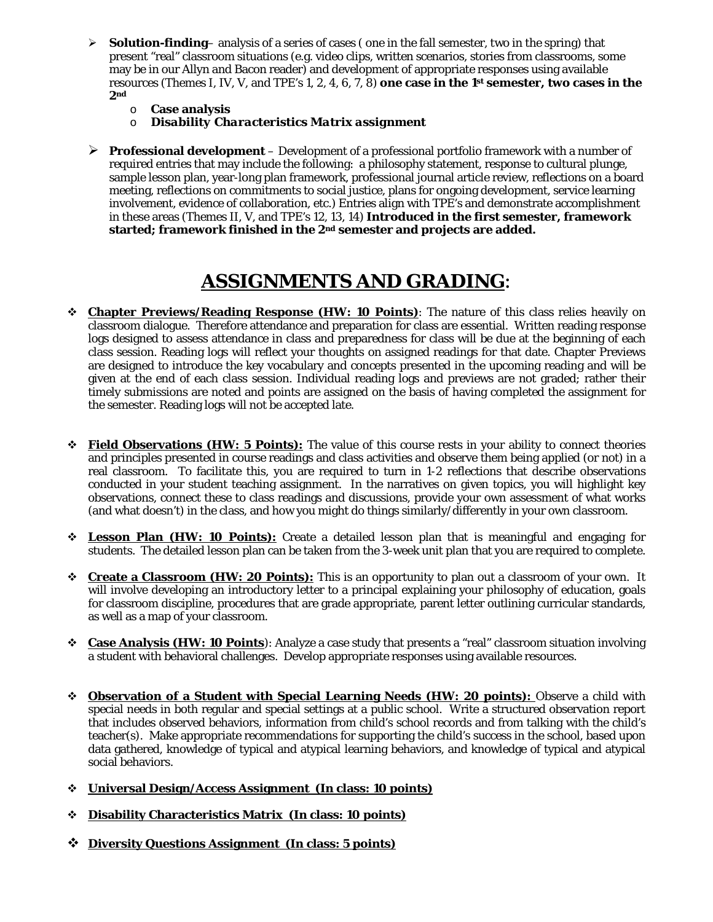- **Solution-finding**– analysis of a series of cases ( one in the fall semester, two in the spring) that present "real" classroom situations (e.g. video clips, written scenarios, stories from classrooms, some may be in our Allyn and Bacon reader) and development of appropriate responses using available resources (Themes I, IV, V, and TPE's 1, 2, 4, 6, 7, 8) **one case in the 1st semester, two cases in the 2nd**
  - **Case analysis**
  - ***Disability Characteristics Matrix assignment***

- **Professional development** – Development of a professional portfolio framework with a number of required entries that may include the following: a philosophy statement, response to cultural plunge, sample lesson plan, year-long plan framework, professional journal article review, reflections on a board meeting, reflections on commitments to social justice, plans for ongoing development, service learning involvement, evidence of collaboration, etc.) Entries align with TPE's and demonstrate accomplishment in these areas (Themes II, V, and TPE's 12, 13, 14) **Introduced in the first semester, framework started; framework finished in the 2nd semester and projects are added.**

# ASSIGNMENTS AND GRADING:

- **Chapter Previews/Reading Response (HW: 10 Points)**: The nature of this class relies heavily on classroom dialogue. Therefore attendance and preparation for class are essential. Written reading response logs designed to assess attendance in class and preparedness for class will be due at the beginning of each class session. Reading logs will reflect your thoughts on assigned readings for that date. Chapter Previews are designed to introduce the key vocabulary and concepts presented in the upcoming reading and will be given at the end of each class session. Individual reading logs and previews are not graded; rather their timely submissions are noted and points are assigned on the basis of having completed the assignment for the semester. Reading logs will not be accepted late.

- **Field Observations (HW: 5 Points):** The value of this course rests in your ability to connect theories and principles presented in course readings and class activities and observe them being applied (or not) in a real classroom. To facilitate this, you are required to turn in 1-2 reflections that describe observations conducted in your student teaching assignment. In the narratives on given topics, you will highlight key observations, connect these to class readings and discussions, provide your own assessment of what works (and what doesn't) in the class, and how you might do things similarly/differently in your own classroom.

- **Lesson Plan (HW: 10 Points):** Create a detailed lesson plan that is meaningful and engaging for students. The detailed lesson plan can be taken from the 3-week unit plan that you are required to complete.

- **Create a Classroom (HW: 20 Points):** This is an opportunity to plan out a classroom of your own. It will involve developing an introductory letter to a principal explaining your philosophy of education, goals for classroom discipline, procedures that are grade appropriate, parent letter outlining curricular standards, as well as a map of your classroom.

- **Case Analysis (HW: 10 Points**): Analyze a case study that presents a "real" classroom situation involving a student with behavioral challenges. Develop appropriate responses using available resources.

- **Observation of a Student with Special Learning Needs (HW: 20 points):** Observe a child with special needs in both regular and special settings at a public school. Write a structured observation report that includes observed behaviors, information from child's school records and from talking with the child's teacher(s). Make appropriate recommendations for supporting the child's success in the school, based upon data gathered, knowledge of typical and atypical learning behaviors, and knowledge of typical and atypical social behaviors.

- **Universal Design/Access Assignment (In class: 10 points)**

- **Disability Characteristics Matrix (In class: 10 points)**

- **Diversity Questions Assignment (In class: 5 points)**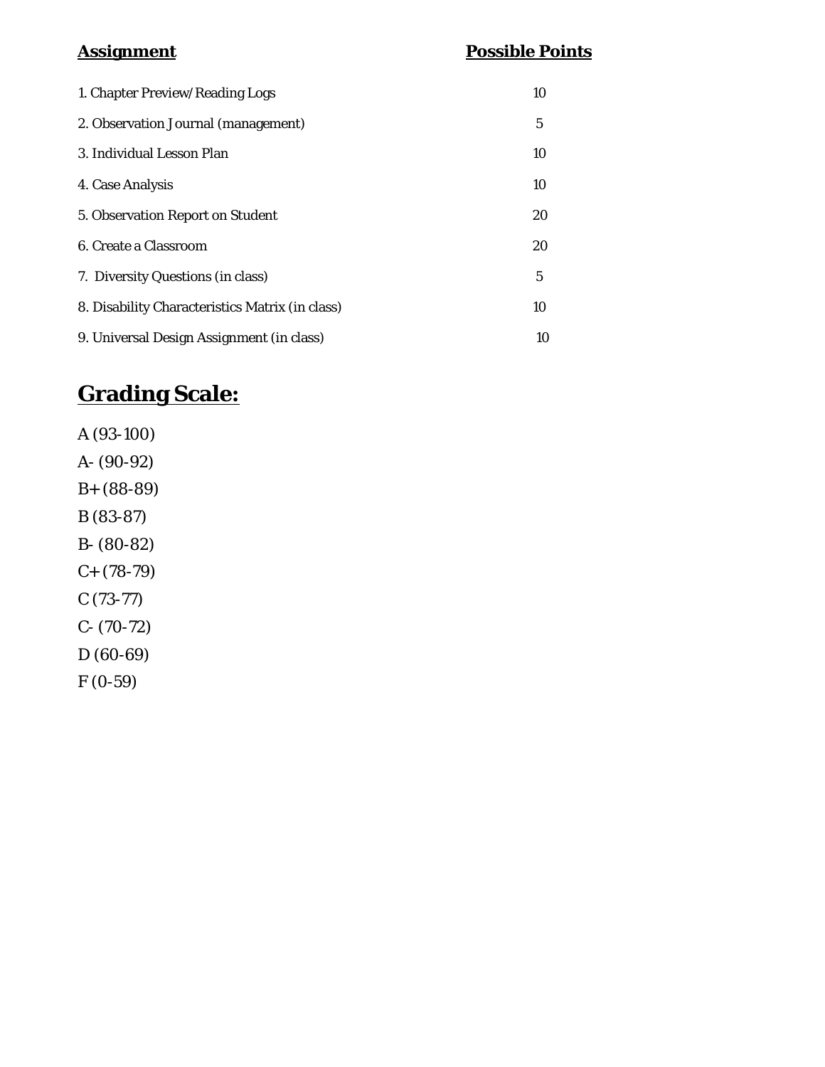| **Assignment** | **Possible Points** |
|---|---|
| 1. Chapter Preview/Reading Logs | 10 |
| 2. Observation Journal (management) | 5 |
| 3. Individual Lesson Plan | 10 |
| 4. Case Analysis | 10 |
| 5. Observation Report on Student | 20 |
| 6. Create a Classroom | 20 |
| 7. Diversity Questions (in class) | 5 |
| 8. Disability Characteristics Matrix (in class) | 10 |
| 9. Universal Design Assignment (in class) | 10 |

## **Grading Scale:**

A (93-100)

A- (90-92)

B+ (88-89)

B (83-87)

B- (80-82)

C+ (78-79)

C (73-77)

C- (70-72)

D (60-69)

F (0-59)